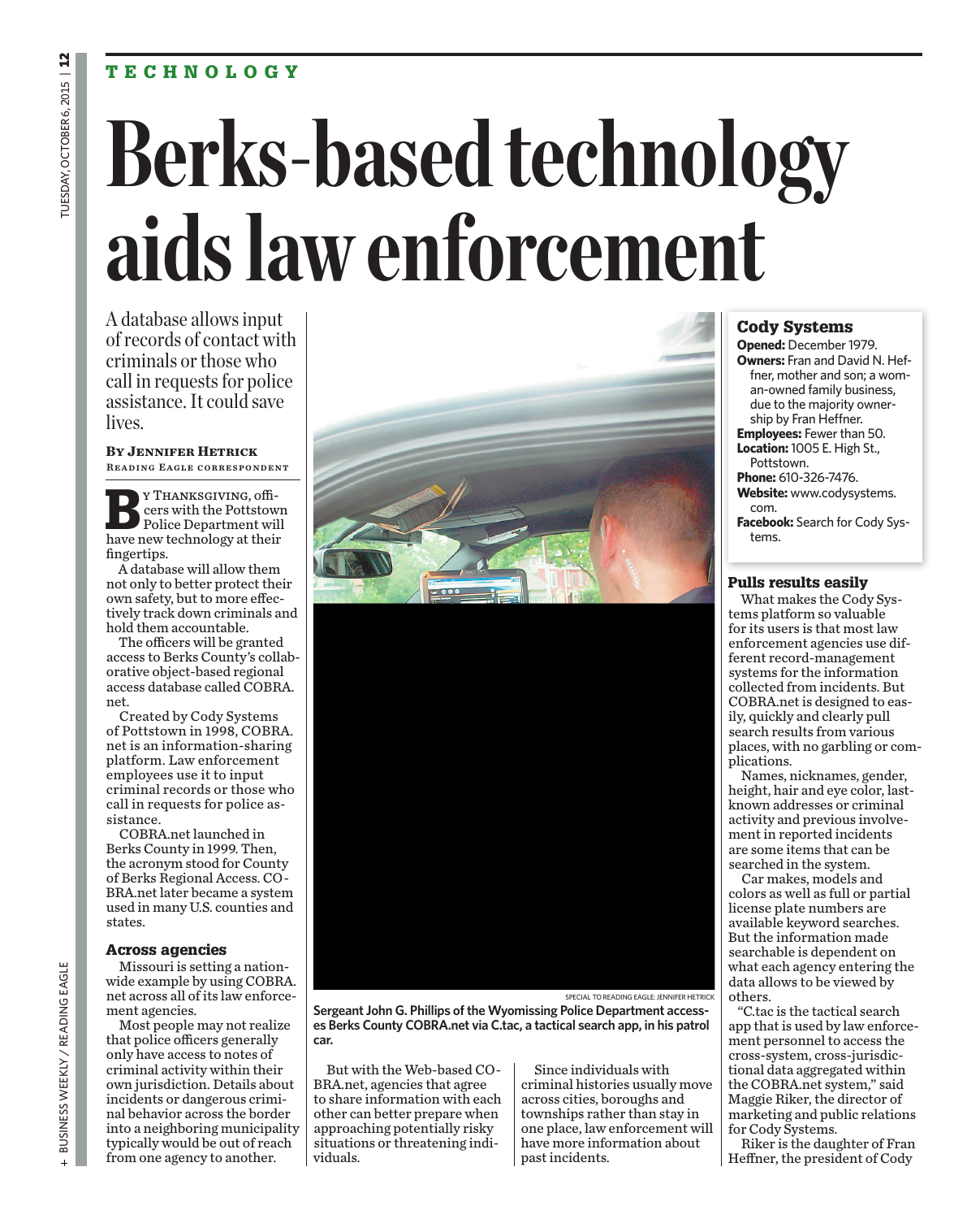TECHNOLOGY

# Berks-based technology aids law enforcement

A database allows input of records of contact with criminals or those who call in requests for police assistance. It could save lives.

**By Jennifer Hetrick**
Reading Eagle correspondent

By Thanksgiving, officers with the Pottstown Police Department will have new technology at their fingertips.

A database will allow them not only to better protect their own safety, but to more effectively track down criminals and hold them accountable.

The officers will be granted access to Berks County's collaborative object-based regional access database called COBRA.net.

Created by Cody Systems of Pottstown in 1998, COBRA.net is an information-sharing platform. Law enforcement employees use it to input criminal records or those who call in requests for police assistance.

COBRA.net launched in Berks County in 1999. Then, the acronym stood for County of Berks Regional Access. COBRA.net later became a system used in many U.S. counties and states.

### Across agencies

Missouri is setting a nationwide example by using COBRA.net across all of its law enforcement agencies.

Most people may not realize that police officers generally only have access to notes of criminal activity within their own jurisdiction. Details about incidents or dangerous criminal behavior across the border into a neighboring municipality typically would be out of reach from one agency to another.

SPECIAL TO READING EAGLE: JENNIFER HETRICK

**Sergeant John G. Phillips of the Wyomissing Police Department accesses Berks County COBRA.net via C.tac, a tactical search app, in his patrol car.**

But with the Web-based COBRA.net, agencies that agree to share information with each other can better prepare when approaching potentially risky situations or threatening individuals.

Since individuals with criminal histories usually move across cities, boroughs and townships rather than stay in one place, law enforcement will have more information about past incidents.

### Cody Systems

**Opened:** December 1979.
**Owners:** Fran and David N. Heffner, mother and son; a woman-owned family business, due to the majority ownership by Fran Heffner.
**Employees:** Fewer than 50.
**Location:** 1005 E. High St., Pottstown.
**Phone:** 610-326-7476.
**Website:** www.codysystems.com.
**Facebook:** Search for Cody Systems.

### Pulls results easily

What makes the Cody Systems platform so valuable for its users is that most law enforcement agencies use different record-management systems for the information collected from incidents. But COBRA.net is designed to easily, quickly and clearly pull search results from various places, with no garbling or complications.

Names, nicknames, gender, height, hair and eye color, last-known addresses or criminal activity and previous involvement in reported incidents are some items that can be searched in the system.

Car makes, models and colors as well as full or partial license plate numbers are available keyword searches. But the information made searchable is dependent on what each agency entering the data allows to be viewed by others.

"C.tac is the tactical search app that is used by law enforcement personnel to access the cross-system, cross-jurisdictional data aggregated within the COBRA.net system," said Maggie Riker, the director of marketing and public relations for Cody Systems.

Riker is the daughter of Fran Heffner, the president of Cody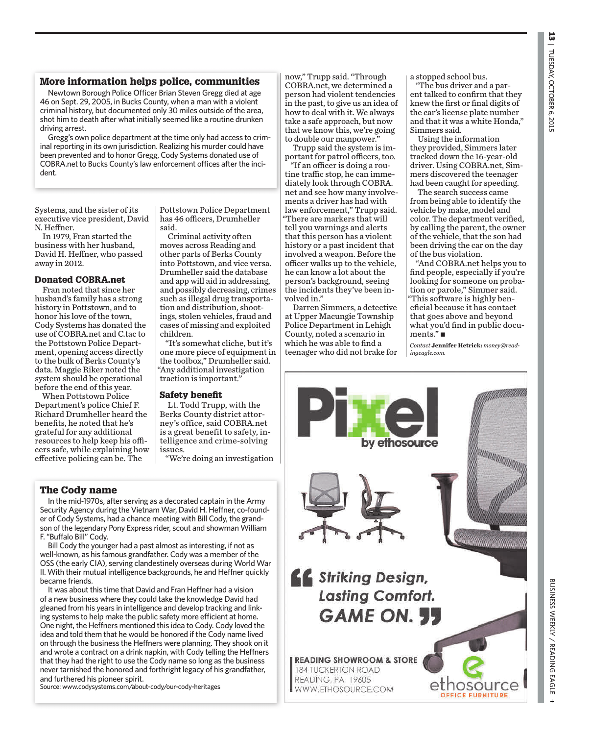## More information helps police, communities

Newtown Borough Police Officer Brian Steven Gregg died at age 46 on Sept. 29, 2005, in Bucks County, when a man with a violent criminal history, but documented only 30 miles outside of the area, shot him to death after what initially seemed like a routine drunken driving arrest.

Gregg's own police department at the time only had access to criminal reporting in its own jurisdiction. Realizing his murder could have been prevented and to honor Gregg, Cody Systems donated use of COBRA.net to Bucks County's law enforcement offices after the incident.

Systems, and the sister of its executive vice president, David N. Heffner.

In 1979, Fran started the business with her husband, David H. Heffner, who passed away in 2012.

### Donated COBRA.net

Fran noted that since her husband's family has a strong history in Pottstown, and to honor his love of the town, Cody Systems has donated the use of COBRA.net and C.tac to the Pottstown Police Department, opening access directly to the bulk of Berks County's data. Maggie Riker noted the system should be operational before the end of this year.

When Pottstown Police Department's police Chief F. Richard Drumheller heard the benefits, he noted that he's grateful for any additional resources to help keep his officers safe, while explaining how effective policing can be. The Pottstown Police Department has 46 officers, Drumheller said.

Criminal activity often moves across Reading and other parts of Berks County into Pottstown, and vice versa. Drumheller said the database and app will aid in addressing, and possibly decreasing, crimes such as illegal drug transportation and distribution, shootings, stolen vehicles, fraud and cases of missing and exploited children.

"It's somewhat cliche, but it's one more piece of equipment in the toolbox," Drumheller said. "Any additional investigation traction is important."

### Safety benefit

Lt. Todd Trupp, with the Berks County district attorney's office, said COBRA.net is a great benefit to safety, intelligence and crime-solving issues.

"We're doing an investigation now," Trupp said. "Through COBRA.net, we determined a person had violent tendencies in the past, to give us an idea of how to deal with it. We always take a safe approach, but now that we know this, we're going to double our manpower."

Trupp said the system is important for patrol officers, too.

"If an officer is doing a routine traffic stop, he can immediately look through COBRA.net and see how many involvements a driver has had with law enforcement," Trupp said. "There are markers that will tell you warnings and alerts that this person has a violent history or a past incident that involved a weapon. Before the officer walks up to the vehicle, he can know a lot about the person's background, seeing the incidents they've been involved in."

Darren Simmers, a detective at Upper Macungie Township Police Department in Lehigh County, noted a scenario in which he was able to find a teenager who did not brake for a stopped school bus.

"The bus driver and a parent talked to confirm that they knew the first or final digits of the car's license plate number and that it was a white Honda," Simmers said.

Using the information they provided, Simmers later tracked down the 16-year-old driver. Using COBRA.net, Simmers discovered the teenager had been caught for speeding.

The search success came from being able to identify the vehicle by make, model and color. The department verified, by calling the parent, the owner of the vehicle, that the son had been driving the car on the day of the bus violation.

"And COBRA.net helps you to find people, especially if you're looking for someone on probation or parole," Simmer said. "This software is highly beneficial because it has contact that goes above and beyond what you'd find in public documents." ■

*Contact* **Jennifer Hetrick:** *money@readingeagle.com.*

## The Cody name

In the mid-1970s, after serving as a decorated captain in the Army Security Agency during the Vietnam War, David H. Heffner, co-founder of Cody Systems, had a chance meeting with Bill Cody, the grandson of the legendary Pony Express rider, scout and showman William F. "Buffalo Bill" Cody.

Bill Cody the younger had a past almost as interesting, if not as well-known, as his famous grandfather. Cody was a member of the OSS (the early CIA), serving clandestinely overseas during World War II. With their mutual intelligence backgrounds, he and Heffner quickly became friends.

It was about this time that David and Fran Heffner had a vision of a new business where they could take the knowledge David had gleaned from his years in intelligence and develop tracking and linking systems to help make the public safety more efficient at home. One night, the Heffners mentioned this idea to Cody. Cody loved the idea and told them that he would be honored if the Cody name lived on through the business the Heffners were planning. They shook on it and wrote a contract on a drink napkin, with Cody telling the Heffners that they had the right to use the Cody name so long as the business never tarnished the honored and forthright legacy of his grandfather, and furthered his pioneer spirit.

Source: www.codysystems.com/about-cody/our-cody-heritages

Pixel by ethosource

"Striking Design, Lasting Comfort. GAME ON."

READING SHOWROOM & STORE
184 TUCKERTON ROAD
READING, PA 19605
WWW.ETHOSOURCE.COM

ethosource OFFICE FURNITURE